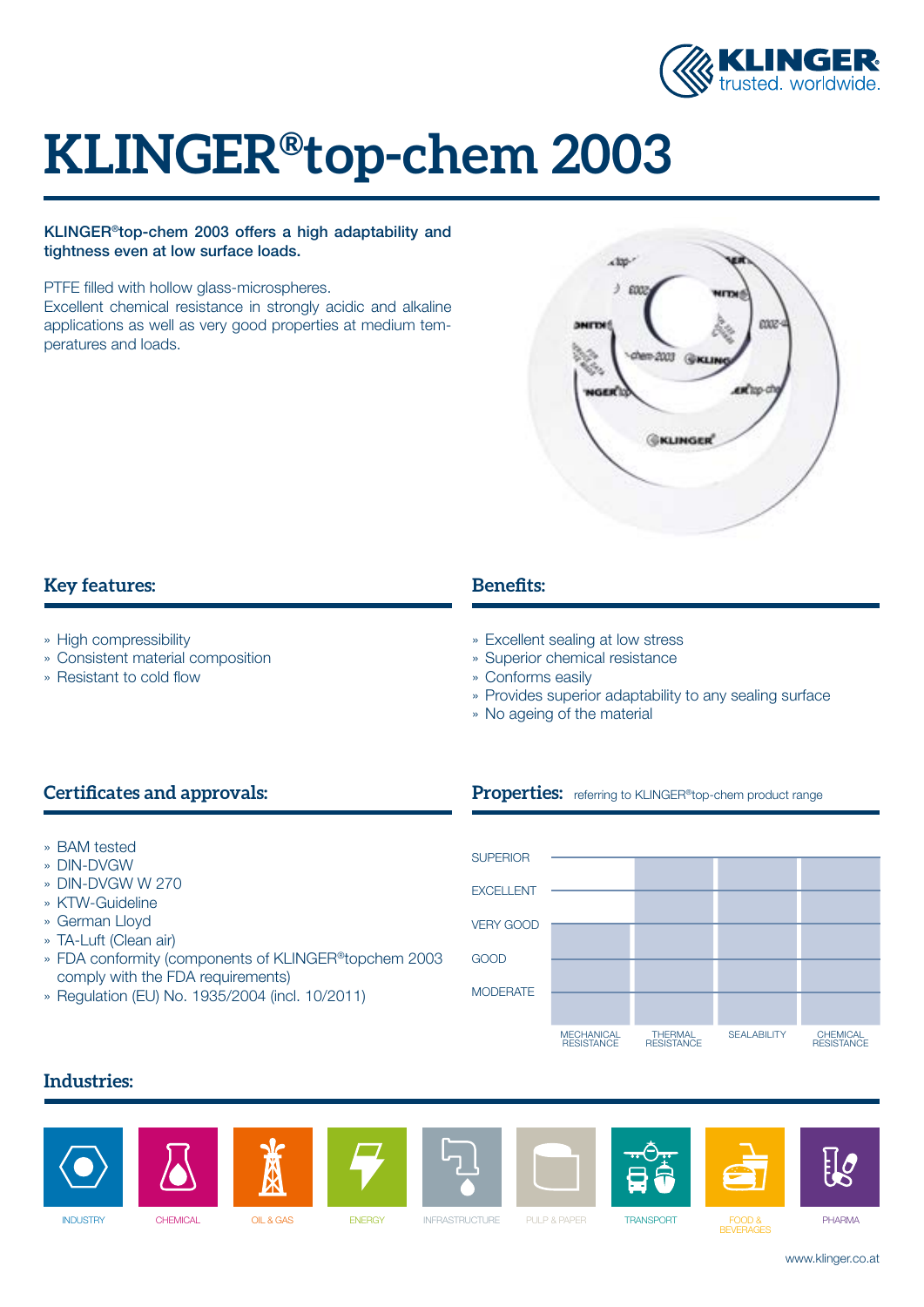# KLINGER®top-chem 2003

**KLINGER®top-chem 2003 offers a high adaptability and tightness even at low surface loads.**

PTFE filled with hollow glass-microspheres.
Excellent chemical resistance in strongly acidic and alkaline applications as well as very good properties at medium temperatures and loads.

## Key features:

- High compressibility
- Consistent material composition
- Resistant to cold flow

## Benefits:

- Excellent sealing at low stress
- Superior chemical resistance
- Conforms easily
- Provides superior adaptability to any sealing surface
- No ageing of the material

## Certificates and approvals:

- BAM tested
- DIN-DVGW
- DIN-DVGW W 270
- KTW-Guideline
- German Lloyd
- TA-Luft (Clean air)
- FDA conformity (components of KLINGER®topchem 2003 comply with the FDA requirements)
- Regulation (EU) No. 1935/2004 (incl. 10/2011)

## Properties: referring to KLINGER®top-chem product range

| Property | Rating |
|---|---|
| MECHANICAL RESISTANCE | VERY GOOD |
| THERMAL RESISTANCE | SUPERIOR |
| SEALABILITY | SUPERIOR |
| CHEMICAL RESISTANCE | SUPERIOR |

Scale: SUPERIOR, EXCELLENT, VERY GOOD, GOOD, MODERATE

## Industries:

INDUSTRY · CHEMICAL · OIL & GAS · ENERGY · INFRASTRUCTURE · PULP & PAPER · TRANSPORT · FOOD & BEVERAGES · PHARMA

www.klinger.co.at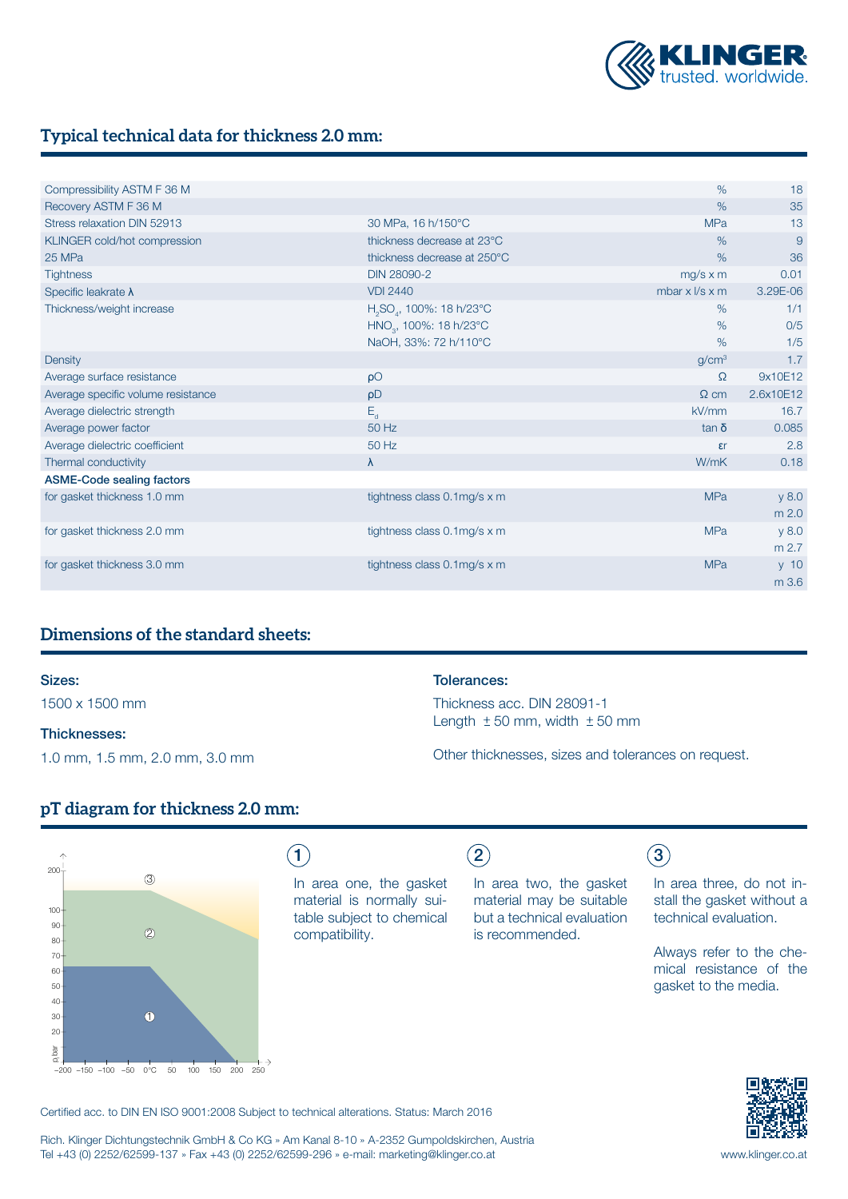## Typical technical data for thickness 2.0 mm:

| | | | |
|---|---|---|---|
| Compressibility ASTM F 36 M | | % | 18 |
| Recovery ASTM F 36 M | | % | 35 |
| Stress relaxation DIN 52913 | 30 MPa, 16 h/150°C | MPa | 13 |
| KLINGER cold/hot compression | thickness decrease at 23°C | % | 9 |
| 25 MPa | thickness decrease at 250°C | % | 36 |
| Tightness | DIN 28090-2 | mg/s x m | 0.01 |
| Specific leakrate λ | VDI 2440 | mbar x l/s x m | 3.29E-06 |
| Thickness/weight increase | $H_2SO_4$, 100%: 18 h/23°C | % | 1/1 |
| | $HNO_3$, 100%: 18 h/23°C | % | 0/5 |
| | NaOH, 33%: 72 h/110°C | % | 1/5 |
| Density | | g/cm³ | 1.7 |
| Average surface resistance | ρO | Ω | 9x10E12 |
| Average specific volume resistance | ρD | Ω cm | 2.6x10E12 |
| Average dielectric strength | $E_d$ | kV/mm | 16.7 |
| Average power factor | 50 Hz | tan δ | 0.085 |
| Average dielectric coefficient | 50 Hz | εr | 2.8 |
| Thermal conductivity | λ | W/mK | 0.18 |
| **ASME-Code sealing factors** | | | |
| for gasket thickness 1.0 mm | tightness class 0.1mg/s x m | MPa | y 8.0<br>m 2.0 |
| for gasket thickness 2.0 mm | tightness class 0.1mg/s x m | MPa | y 8.0<br>m 2.7 |
| for gasket thickness 3.0 mm | tightness class 0.1mg/s x m | MPa | y 10<br>m 3.6 |

## Dimensions of the standard sheets:

**Sizes:**

1500 x 1500 mm

**Thicknesses:**

1.0 mm, 1.5 mm, 2.0 mm, 3.0 mm

**Tolerances:**

Thickness acc. DIN 28091-1
Length ± 50 mm, width ± 50 mm

Other thicknesses, sizes and tolerances on request.

## pT diagram for thickness 2.0 mm:

p bar
200
100
90
80
70
60
50
40
30
20
10
−200 −150 −100 −50 0°C 50 100 150 200 250
③
②
①

① In area one, the gasket material is normally suitable subject to chemical compatibility.

② In area two, the gasket material may be suitable but a technical evaluation is recommended.

③ In area three, do not install the gasket without a technical evaluation.

Always refer to the chemical resistance of the gasket to the media.

Certified acc. to DIN EN ISO 9001:2008 Subject to technical alterations. Status: March 2016

Rich. Klinger Dichtungstechnik GmbH & Co KG » Am Kanal 8-10 » A-2352 Gumpoldskirchen, Austria
Tel +43 (0) 2252/62599-137 » Fax +43 (0) 2252/62599-296 » e-mail: marketing@klinger.co.at

www.klinger.co.at